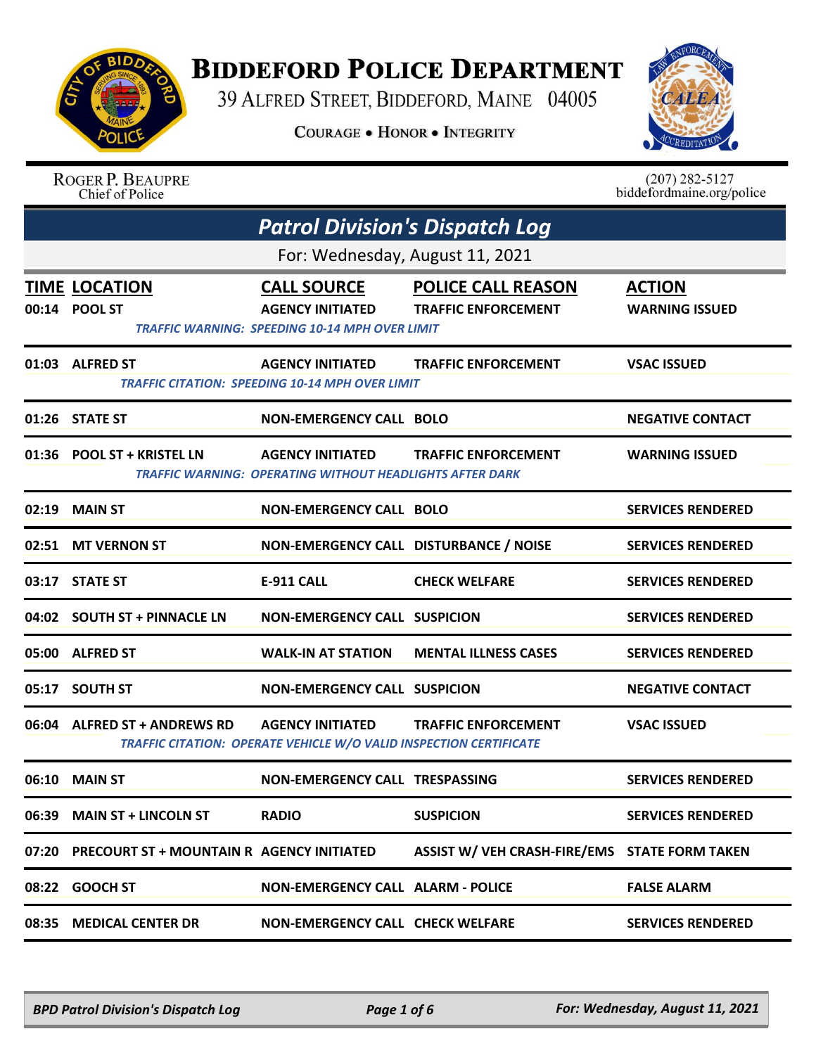# BIDDEFORD POLICE DEPARTMENT

39 ALFRED STREET, BIDDEFORD, MAINE 04005

COURAGE • HONOR • INTEGRITY

ROGER P. BEAUPRE
Chief of Police

(207) 282-5127
biddefordmaine.org/police

## Patrol Division's Dispatch Log

For: Wednesday, August 11, 2021

| TIME | LOCATION | CALL SOURCE | POLICE CALL REASON | ACTION |
|---|---|---|---|---|
| 00:14 | POOL ST | AGENCY INITIATED | TRAFFIC ENFORCEMENT | WARNING ISSUED |
| | TRAFFIC WARNING: SPEEDING 10-14 MPH OVER LIMIT | | | |
| 01:03 | ALFRED ST | AGENCY INITIATED | TRAFFIC ENFORCEMENT | VSAC ISSUED |
| | TRAFFIC CITATION: SPEEDING 10-14 MPH OVER LIMIT | | | |
| 01:26 | STATE ST | NON-EMERGENCY CALL | BOLO | NEGATIVE CONTACT |
| 01:36 | POOL ST + KRISTEL LN | AGENCY INITIATED | TRAFFIC ENFORCEMENT | WARNING ISSUED |
| | TRAFFIC WARNING: OPERATING WITHOUT HEADLIGHTS AFTER DARK | | | |
| 02:19 | MAIN ST | NON-EMERGENCY CALL | BOLO | SERVICES RENDERED |
| 02:51 | MT VERNON ST | NON-EMERGENCY CALL | DISTURBANCE / NOISE | SERVICES RENDERED |
| 03:17 | STATE ST | E-911 CALL | CHECK WELFARE | SERVICES RENDERED |
| 04:02 | SOUTH ST + PINNACLE LN | NON-EMERGENCY CALL | SUSPICION | SERVICES RENDERED |
| 05:00 | ALFRED ST | WALK-IN AT STATION | MENTAL ILLNESS CASES | SERVICES RENDERED |
| 05:17 | SOUTH ST | NON-EMERGENCY CALL | SUSPICION | NEGATIVE CONTACT |
| 06:04 | ALFRED ST + ANDREWS RD | AGENCY INITIATED | TRAFFIC ENFORCEMENT | VSAC ISSUED |
| | TRAFFIC CITATION: OPERATE VEHICLE W/O VALID INSPECTION CERTIFICATE | | | |
| 06:10 | MAIN ST | NON-EMERGENCY CALL | TRESPASSING | SERVICES RENDERED |
| 06:39 | MAIN ST + LINCOLN ST | RADIO | SUSPICION | SERVICES RENDERED |
| 07:20 | PRECOURT ST + MOUNTAIN R | AGENCY INITIATED | ASSIST W/ VEH CRASH-FIRE/EMS | STATE FORM TAKEN |
| 08:22 | GOOCH ST | NON-EMERGENCY CALL | ALARM - POLICE | FALSE ALARM |
| 08:35 | MEDICAL CENTER DR | NON-EMERGENCY CALL | CHECK WELFARE | SERVICES RENDERED |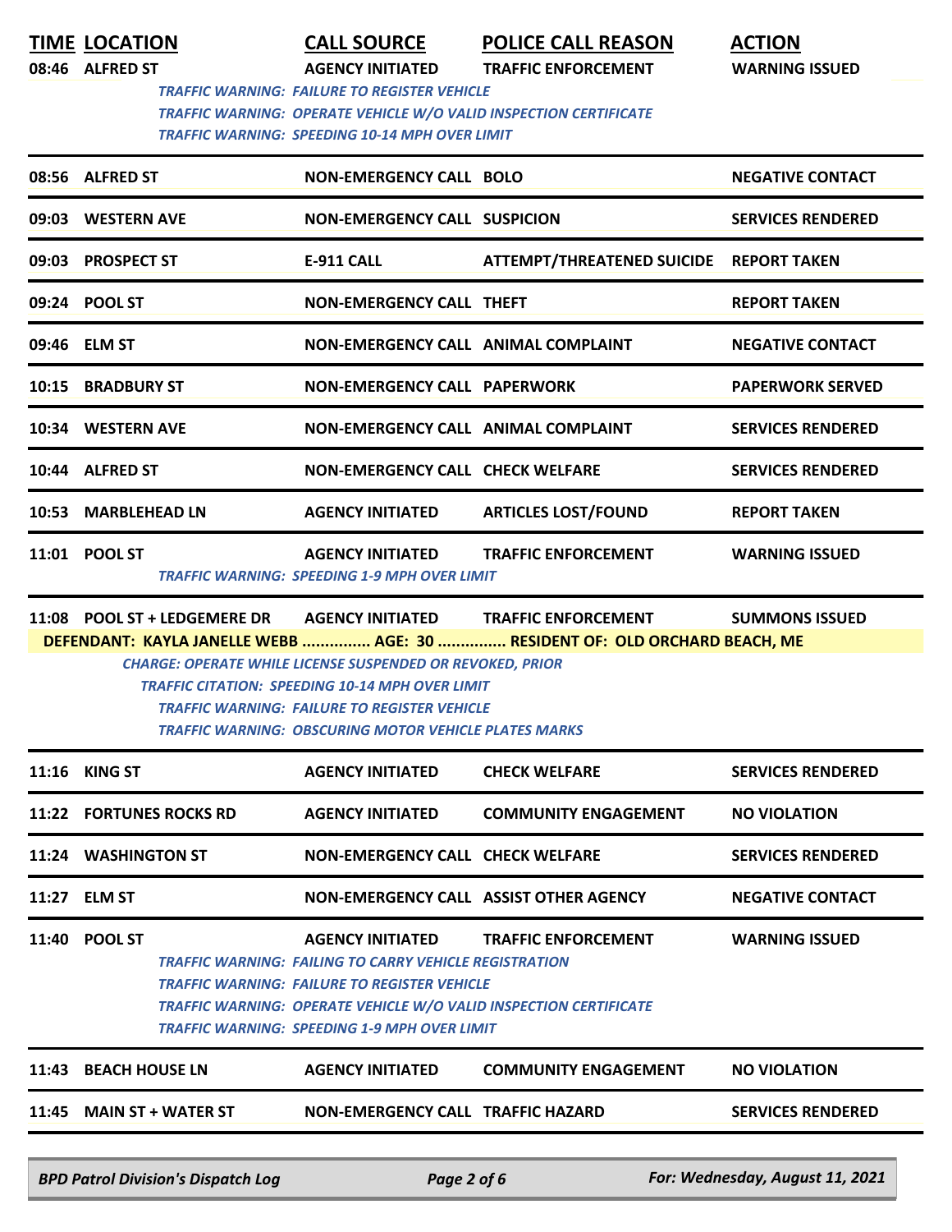| TIME | LOCATION | CALL SOURCE | POLICE CALL REASON | ACTION |
|---|---|---|---|---|
| 08:46 | ALFRED ST | AGENCY INITIATED | TRAFFIC ENFORCEMENT | WARNING ISSUED |
| | | *TRAFFIC WARNING: FAILURE TO REGISTER VEHICLE* | | |
| | | *TRAFFIC WARNING: OPERATE VEHICLE W/O VALID INSPECTION CERTIFICATE* | | |
| | | *TRAFFIC WARNING: SPEEDING 10-14 MPH OVER LIMIT* | | |
| 08:56 | ALFRED ST | NON-EMERGENCY CALL | BOLO | NEGATIVE CONTACT |
| 09:03 | WESTERN AVE | NON-EMERGENCY CALL | SUSPICION | SERVICES RENDERED |
| 09:03 | PROSPECT ST | E-911 CALL | ATTEMPT/THREATENED SUICIDE | REPORT TAKEN |
| 09:24 | POOL ST | NON-EMERGENCY CALL | THEFT | REPORT TAKEN |
| 09:46 | ELM ST | NON-EMERGENCY CALL | ANIMAL COMPLAINT | NEGATIVE CONTACT |
| 10:15 | BRADBURY ST | NON-EMERGENCY CALL | PAPERWORK | PAPERWORK SERVED |
| 10:34 | WESTERN AVE | NON-EMERGENCY CALL | ANIMAL COMPLAINT | SERVICES RENDERED |
| 10:44 | ALFRED ST | NON-EMERGENCY CALL | CHECK WELFARE | SERVICES RENDERED |
| 10:53 | MARBLEHEAD LN | AGENCY INITIATED | ARTICLES LOST/FOUND | REPORT TAKEN |
| 11:01 | POOL ST | AGENCY INITIATED | TRAFFIC ENFORCEMENT | WARNING ISSUED |
| | | *TRAFFIC WARNING: SPEEDING 1-9 MPH OVER LIMIT* | | |
| 11:08 | POOL ST + LEDGEMERE DR | AGENCY INITIATED | TRAFFIC ENFORCEMENT | SUMMONS ISSUED |
| | **DEFENDANT: KAYLA JANELLE WEBB ............... AGE: 30 ............... RESIDENT OF: OLD ORCHARD BEACH, ME** | | | |
| | | *CHARGE: OPERATE WHILE LICENSE SUSPENDED OR REVOKED, PRIOR* | | |
| | | *TRAFFIC CITATION: SPEEDING 10-14 MPH OVER LIMIT* | | |
| | | *TRAFFIC WARNING: FAILURE TO REGISTER VEHICLE* | | |
| | | *TRAFFIC WARNING: OBSCURING MOTOR VEHICLE PLATES MARKS* | | |
| 11:16 | KING ST | AGENCY INITIATED | CHECK WELFARE | SERVICES RENDERED |
| 11:22 | FORTUNES ROCKS RD | AGENCY INITIATED | COMMUNITY ENGAGEMENT | NO VIOLATION |
| 11:24 | WASHINGTON ST | NON-EMERGENCY CALL | CHECK WELFARE | SERVICES RENDERED |
| 11:27 | ELM ST | NON-EMERGENCY CALL | ASSIST OTHER AGENCY | NEGATIVE CONTACT |
| 11:40 | POOL ST | AGENCY INITIATED | TRAFFIC ENFORCEMENT | WARNING ISSUED |
| | | *TRAFFIC WARNING: FAILING TO CARRY VEHICLE REGISTRATION* | | |
| | | *TRAFFIC WARNING: FAILURE TO REGISTER VEHICLE* | | |
| | | *TRAFFIC WARNING: OPERATE VEHICLE W/O VALID INSPECTION CERTIFICATE* | | |
| | | *TRAFFIC WARNING: SPEEDING 1-9 MPH OVER LIMIT* | | |
| 11:43 | BEACH HOUSE LN | AGENCY INITIATED | COMMUNITY ENGAGEMENT | NO VIOLATION |
| 11:45 | MAIN ST + WATER ST | NON-EMERGENCY CALL | TRAFFIC HAZARD | SERVICES RENDERED |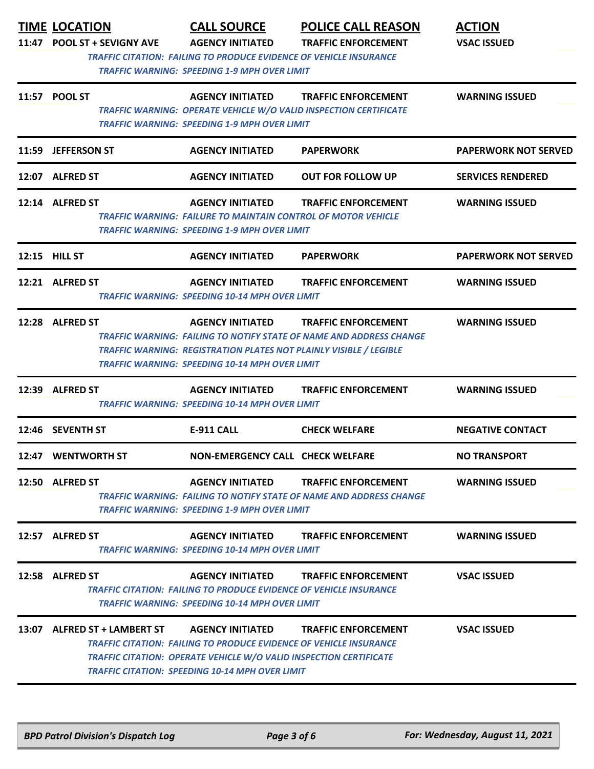| TIME | LOCATION | CALL SOURCE | POLICE CALL REASON | ACTION |
|---|---|---|---|---|
| 11:47 | POOL ST + SEVIGNY AVE | AGENCY INITIATED | TRAFFIC ENFORCEMENT | VSAC ISSUED |
| | | *TRAFFIC CITATION: FAILING TO PRODUCE EVIDENCE OF VEHICLE INSURANCE*<br>*TRAFFIC WARNING: SPEEDING 1-9 MPH OVER LIMIT* | | |
| 11:57 | POOL ST | AGENCY INITIATED | TRAFFIC ENFORCEMENT | WARNING ISSUED |
| | | *TRAFFIC WARNING: OPERATE VEHICLE W/O VALID INSPECTION CERTIFICATE*<br>*TRAFFIC WARNING: SPEEDING 1-9 MPH OVER LIMIT* | | |
| 11:59 | JEFFERSON ST | AGENCY INITIATED | PAPERWORK | PAPERWORK NOT SERVED |
| 12:07 | ALFRED ST | AGENCY INITIATED | OUT FOR FOLLOW UP | SERVICES RENDERED |
| 12:14 | ALFRED ST | AGENCY INITIATED | TRAFFIC ENFORCEMENT | WARNING ISSUED |
| | | *TRAFFIC WARNING: FAILURE TO MAINTAIN CONTROL OF MOTOR VEHICLE*<br>*TRAFFIC WARNING: SPEEDING 1-9 MPH OVER LIMIT* | | |
| 12:15 | HILL ST | AGENCY INITIATED | PAPERWORK | PAPERWORK NOT SERVED |
| 12:21 | ALFRED ST | AGENCY INITIATED | TRAFFIC ENFORCEMENT | WARNING ISSUED |
| | | *TRAFFIC WARNING: SPEEDING 10-14 MPH OVER LIMIT* | | |
| 12:28 | ALFRED ST | AGENCY INITIATED | TRAFFIC ENFORCEMENT | WARNING ISSUED |
| | | *TRAFFIC WARNING: FAILING TO NOTIFY STATE OF NAME AND ADDRESS CHANGE*<br>*TRAFFIC WARNING: REGISTRATION PLATES NOT PLAINLY VISIBLE / LEGIBLE*<br>*TRAFFIC WARNING: SPEEDING 10-14 MPH OVER LIMIT* | | |
| 12:39 | ALFRED ST | AGENCY INITIATED | TRAFFIC ENFORCEMENT | WARNING ISSUED |
| | | *TRAFFIC WARNING: SPEEDING 10-14 MPH OVER LIMIT* | | |
| 12:46 | SEVENTH ST | E-911 CALL | CHECK WELFARE | NEGATIVE CONTACT |
| 12:47 | WENTWORTH ST | NON-EMERGENCY CALL | CHECK WELFARE | NO TRANSPORT |
| 12:50 | ALFRED ST | AGENCY INITIATED | TRAFFIC ENFORCEMENT | WARNING ISSUED |
| | | *TRAFFIC WARNING: FAILING TO NOTIFY STATE OF NAME AND ADDRESS CHANGE*<br>*TRAFFIC WARNING: SPEEDING 1-9 MPH OVER LIMIT* | | |
| 12:57 | ALFRED ST | AGENCY INITIATED | TRAFFIC ENFORCEMENT | WARNING ISSUED |
| | | *TRAFFIC WARNING: SPEEDING 10-14 MPH OVER LIMIT* | | |
| 12:58 | ALFRED ST | AGENCY INITIATED | TRAFFIC ENFORCEMENT | VSAC ISSUED |
| | | *TRAFFIC CITATION: FAILING TO PRODUCE EVIDENCE OF VEHICLE INSURANCE*<br>*TRAFFIC WARNING: SPEEDING 10-14 MPH OVER LIMIT* | | |
| 13:07 | ALFRED ST + LAMBERT ST | AGENCY INITIATED | TRAFFIC ENFORCEMENT | VSAC ISSUED |
| | | *TRAFFIC CITATION: FAILING TO PRODUCE EVIDENCE OF VEHICLE INSURANCE*<br>*TRAFFIC CITATION: OPERATE VEHICLE W/O VALID INSPECTION CERTIFICATE*<br>*TRAFFIC CITATION: SPEEDING 10-14 MPH OVER LIMIT* | | |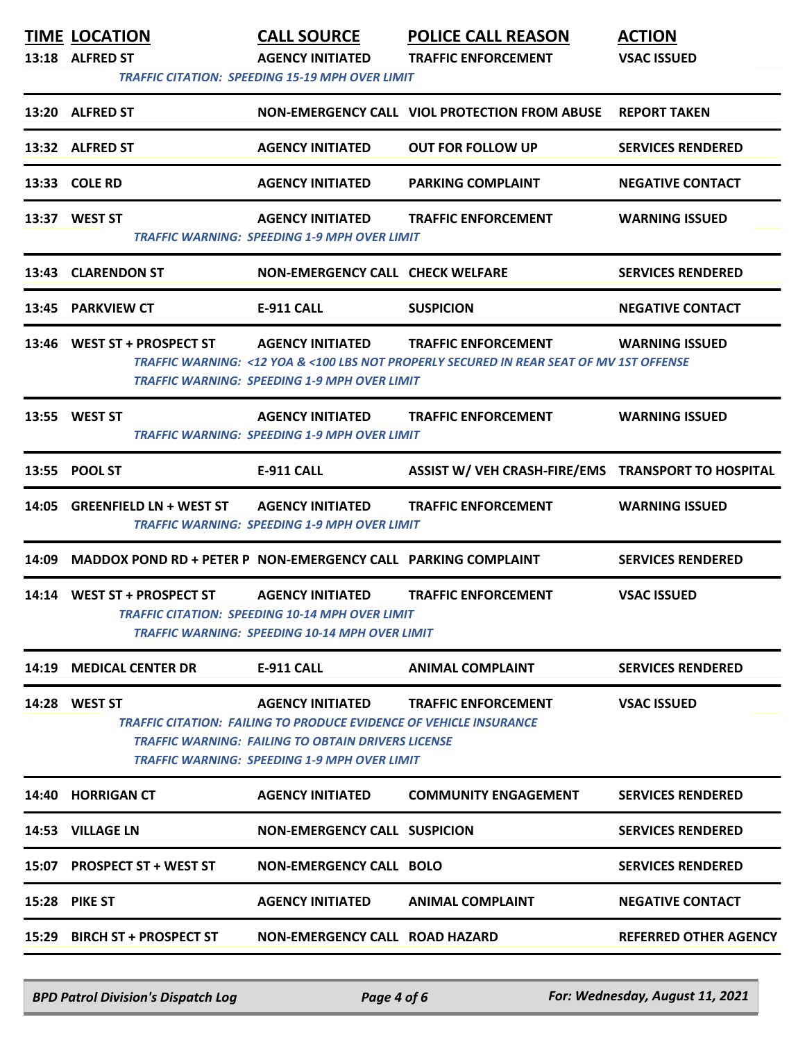| TIME | LOCATION | CALL SOURCE | POLICE CALL REASON | ACTION |
|---|---|---|---|---|
| 13:18 | ALFRED ST | AGENCY INITIATED | TRAFFIC ENFORCEMENT | VSAC ISSUED |
| | *TRAFFIC CITATION: SPEEDING 15-19 MPH OVER LIMIT* | | | |
| 13:20 | ALFRED ST | NON-EMERGENCY CALL | VIOL PROTECTION FROM ABUSE | REPORT TAKEN |
| 13:32 | ALFRED ST | AGENCY INITIATED | OUT FOR FOLLOW UP | SERVICES RENDERED |
| 13:33 | COLE RD | AGENCY INITIATED | PARKING COMPLAINT | NEGATIVE CONTACT |
| 13:37 | WEST ST | AGENCY INITIATED | TRAFFIC ENFORCEMENT | WARNING ISSUED |
| | *TRAFFIC WARNING: SPEEDING 1-9 MPH OVER LIMIT* | | | |
| 13:43 | CLARENDON ST | NON-EMERGENCY CALL | CHECK WELFARE | SERVICES RENDERED |
| 13:45 | PARKVIEW CT | E-911 CALL | SUSPICION | NEGATIVE CONTACT |
| 13:46 | WEST ST + PROSPECT ST | AGENCY INITIATED | TRAFFIC ENFORCEMENT | WARNING ISSUED |
| | *TRAFFIC WARNING: <12 YOA & <100 LBS NOT PROPERLY SECURED IN REAR SEAT OF MV 1ST OFFENSE* | | | |
| | *TRAFFIC WARNING: SPEEDING 1-9 MPH OVER LIMIT* | | | |
| 13:55 | WEST ST | AGENCY INITIATED | TRAFFIC ENFORCEMENT | WARNING ISSUED |
| | *TRAFFIC WARNING: SPEEDING 1-9 MPH OVER LIMIT* | | | |
| 13:55 | POOL ST | E-911 CALL | ASSIST W/ VEH CRASH-FIRE/EMS | TRANSPORT TO HOSPITAL |
| 14:05 | GREENFIELD LN + WEST ST | AGENCY INITIATED | TRAFFIC ENFORCEMENT | WARNING ISSUED |
| | *TRAFFIC WARNING: SPEEDING 1-9 MPH OVER LIMIT* | | | |
| 14:09 | MADDOX POND RD + PETER P | NON-EMERGENCY CALL | PARKING COMPLAINT | SERVICES RENDERED |
| 14:14 | WEST ST + PROSPECT ST | AGENCY INITIATED | TRAFFIC ENFORCEMENT | VSAC ISSUED |
| | *TRAFFIC CITATION: SPEEDING 10-14 MPH OVER LIMIT* | | | |
| | *TRAFFIC WARNING: SPEEDING 10-14 MPH OVER LIMIT* | | | |
| 14:19 | MEDICAL CENTER DR | E-911 CALL | ANIMAL COMPLAINT | SERVICES RENDERED |
| 14:28 | WEST ST | AGENCY INITIATED | TRAFFIC ENFORCEMENT | VSAC ISSUED |
| | *TRAFFIC CITATION: FAILING TO PRODUCE EVIDENCE OF VEHICLE INSURANCE* | | | |
| | *TRAFFIC WARNING: FAILING TO OBTAIN DRIVERS LICENSE* | | | |
| | *TRAFFIC WARNING: SPEEDING 1-9 MPH OVER LIMIT* | | | |
| 14:40 | HORRIGAN CT | AGENCY INITIATED | COMMUNITY ENGAGEMENT | SERVICES RENDERED |
| 14:53 | VILLAGE LN | NON-EMERGENCY CALL | SUSPICION | SERVICES RENDERED |
| 15:07 | PROSPECT ST + WEST ST | NON-EMERGENCY CALL | BOLO | SERVICES RENDERED |
| 15:28 | PIKE ST | AGENCY INITIATED | ANIMAL COMPLAINT | NEGATIVE CONTACT |
| 15:29 | BIRCH ST + PROSPECT ST | NON-EMERGENCY CALL | ROAD HAZARD | REFERRED OTHER AGENCY |

*BPD Patrol Division's Dispatch Log* — For: Wednesday, August 11, 2021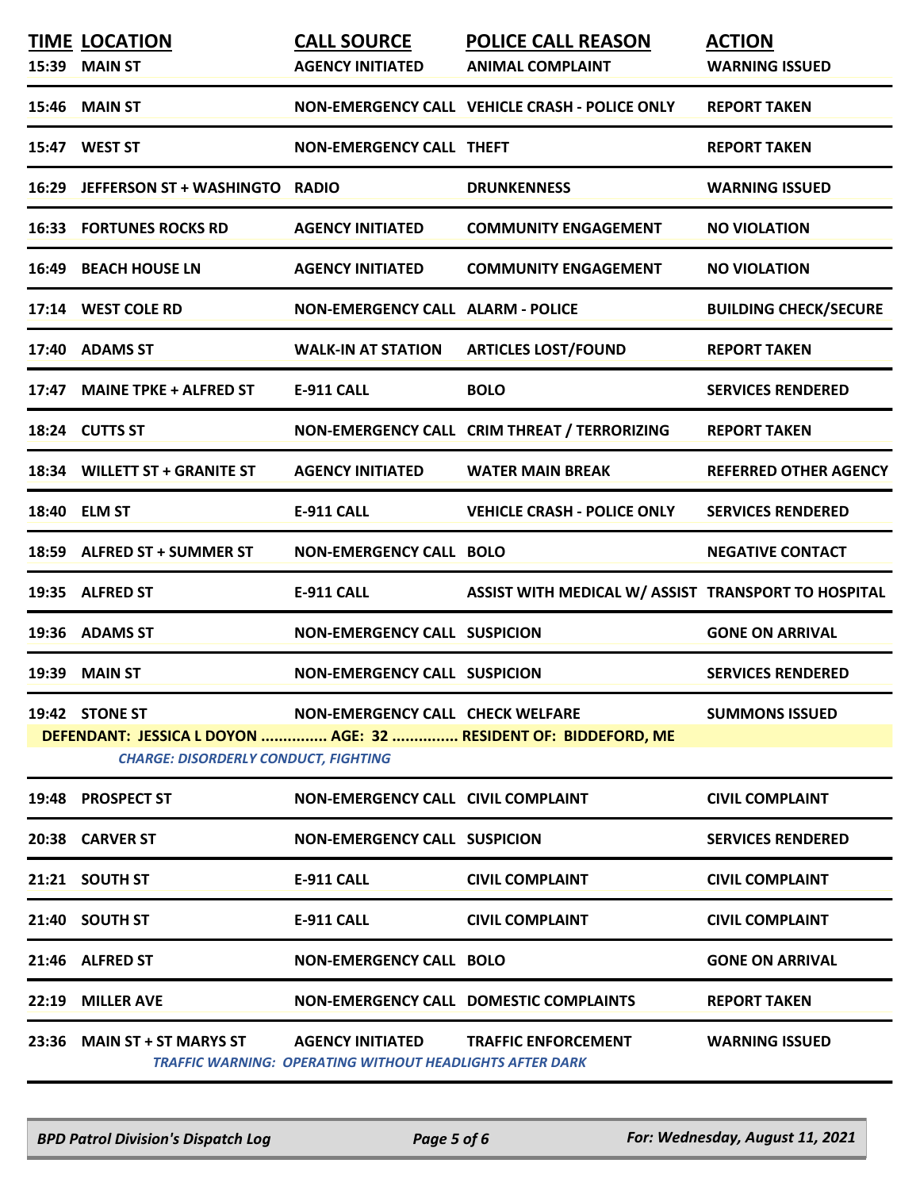| TIME | LOCATION | CALL SOURCE | POLICE CALL REASON | ACTION |
|---|---|---|---|---|
| 15:39 | MAIN ST | AGENCY INITIATED | ANIMAL COMPLAINT | WARNING ISSUED |
| 15:46 | MAIN ST | NON-EMERGENCY CALL | VEHICLE CRASH - POLICE ONLY | REPORT TAKEN |
| 15:47 | WEST ST | NON-EMERGENCY CALL | THEFT | REPORT TAKEN |
| 16:29 | JEFFERSON ST + WASHINGTO | RADIO | DRUNKENNESS | WARNING ISSUED |
| 16:33 | FORTUNES ROCKS RD | AGENCY INITIATED | COMMUNITY ENGAGEMENT | NO VIOLATION |
| 16:49 | BEACH HOUSE LN | AGENCY INITIATED | COMMUNITY ENGAGEMENT | NO VIOLATION |
| 17:14 | WEST COLE RD | NON-EMERGENCY CALL | ALARM - POLICE | BUILDING CHECK/SECURE |
| 17:40 | ADAMS ST | WALK-IN AT STATION | ARTICLES LOST/FOUND | REPORT TAKEN |
| 17:47 | MAINE TPKE + ALFRED ST | E-911 CALL | BOLO | SERVICES RENDERED |
| 18:24 | CUTTS ST | NON-EMERGENCY CALL | CRIM THREAT / TERRORIZING | REPORT TAKEN |
| 18:34 | WILLETT ST + GRANITE ST | AGENCY INITIATED | WATER MAIN BREAK | REFERRED OTHER AGENCY |
| 18:40 | ELM ST | E-911 CALL | VEHICLE CRASH - POLICE ONLY | SERVICES RENDERED |
| 18:59 | ALFRED ST + SUMMER ST | NON-EMERGENCY CALL | BOLO | NEGATIVE CONTACT |
| 19:35 | ALFRED ST | E-911 CALL | ASSIST WITH MEDICAL W/ ASSIST | TRANSPORT TO HOSPITAL |
| 19:36 | ADAMS ST | NON-EMERGENCY CALL | SUSPICION | GONE ON ARRIVAL |
| 19:39 | MAIN ST | NON-EMERGENCY CALL | SUSPICION | SERVICES RENDERED |
| 19:42 | STONE ST | NON-EMERGENCY CALL | CHECK WELFARE | SUMMONS ISSUED |
| | DEFENDANT: JESSICA L DOYON ............... AGE: 32 ............... RESIDENT OF: BIDDEFORD, ME | | | |
| | *CHARGE: DISORDERLY CONDUCT, FIGHTING* | | | |
| 19:48 | PROSPECT ST | NON-EMERGENCY CALL | CIVIL COMPLAINT | CIVIL COMPLAINT |
| 20:38 | CARVER ST | NON-EMERGENCY CALL | SUSPICION | SERVICES RENDERED |
| 21:21 | SOUTH ST | E-911 CALL | CIVIL COMPLAINT | CIVIL COMPLAINT |
| 21:40 | SOUTH ST | E-911 CALL | CIVIL COMPLAINT | CIVIL COMPLAINT |
| 21:46 | ALFRED ST | NON-EMERGENCY CALL | BOLO | GONE ON ARRIVAL |
| 22:19 | MILLER AVE | NON-EMERGENCY CALL | DOMESTIC COMPLAINTS | REPORT TAKEN |
| 23:36 | MAIN ST + ST MARYS ST | AGENCY INITIATED | TRAFFIC ENFORCEMENT | WARNING ISSUED |
| | | *TRAFFIC WARNING: OPERATING WITHOUT HEADLIGHTS AFTER DARK* | | |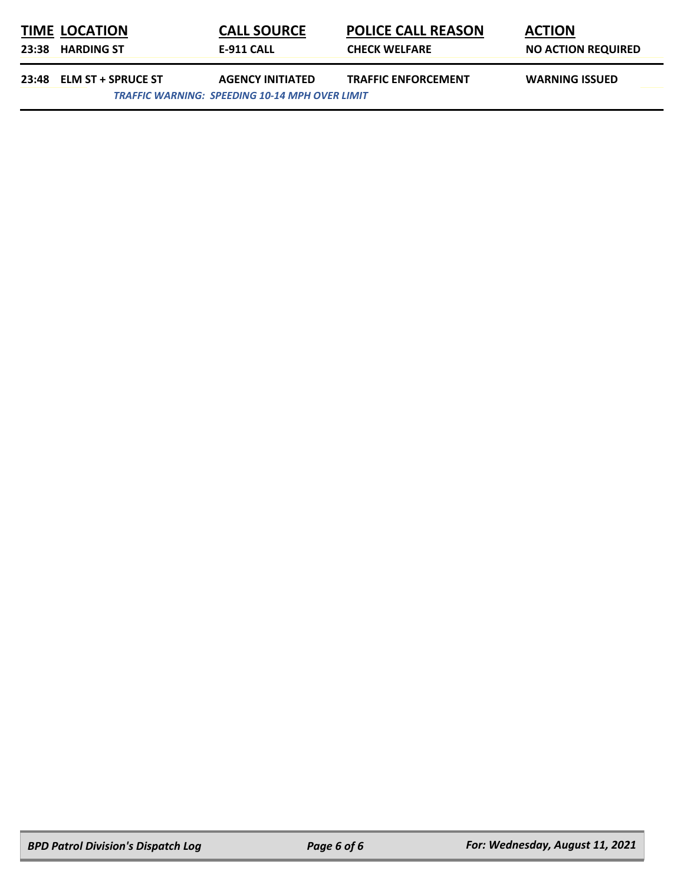| TIME | LOCATION | CALL SOURCE | POLICE CALL REASON | ACTION |
|---|---|---|---|---|
| 23:38 | HARDING ST | E-911 CALL | CHECK WELFARE | NO ACTION REQUIRED |
| 23:48 | ELM ST + SPRUCE ST | AGENCY INITIATED | TRAFFIC ENFORCEMENT | WARNING ISSUED |
| | | *TRAFFIC WARNING: SPEEDING 10-14 MPH OVER LIMIT* | | |